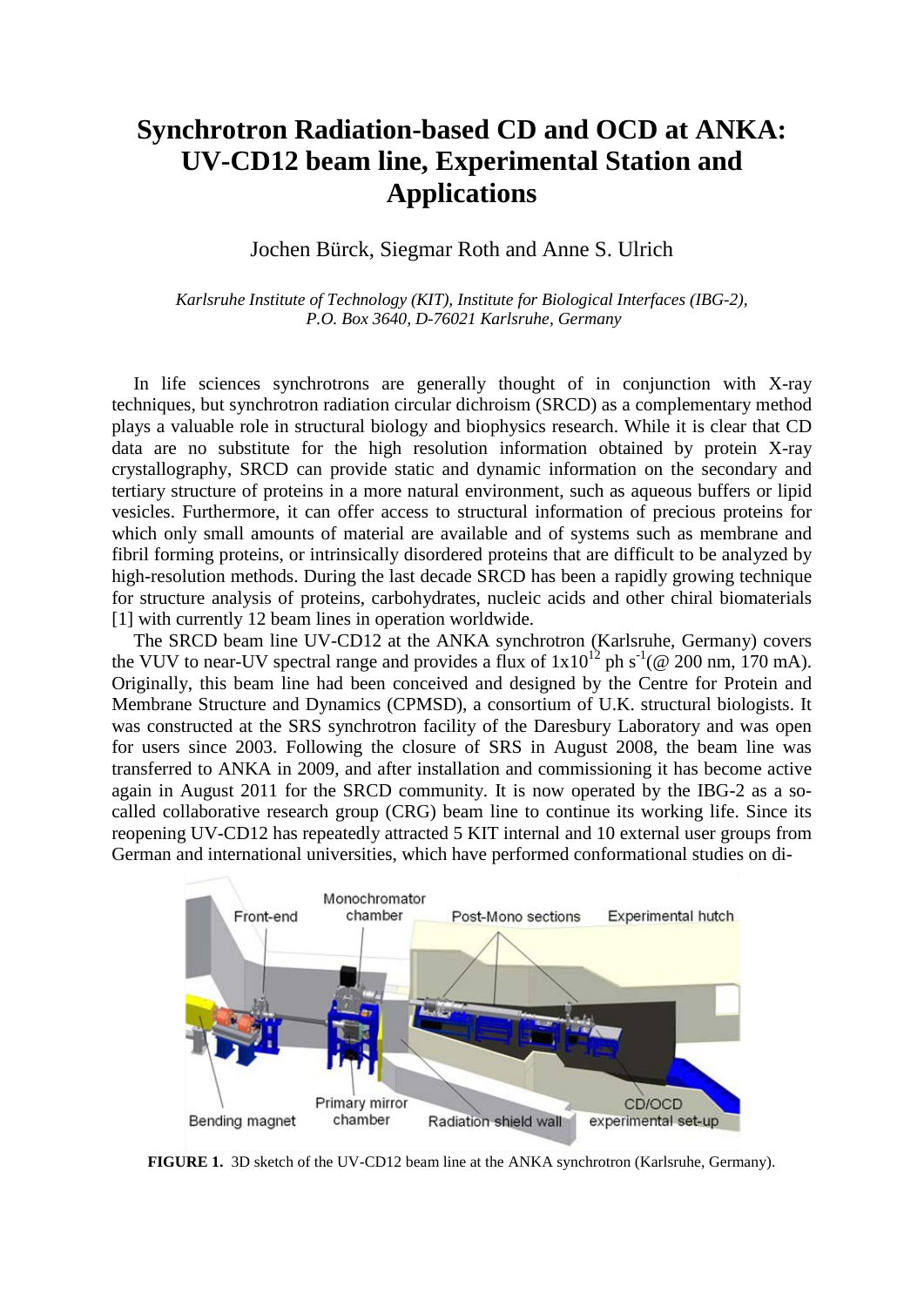# Synchrotron Radiation-based CD and OCD at ANKA: UV-CD12 beam line, Experimental Station and Applications

Jochen Bürck, Siegmar Roth and Anne S. Ulrich

*Karlsruhe Institute of Technology (KIT), Institute for Biological Interfaces (IBG-2), P.O. Box 3640, D-76021 Karlsruhe, Germany*

In life sciences synchrotrons are generally thought of in conjunction with X-ray techniques, but synchrotron radiation circular dichroism (SRCD) as a complementary method plays a valuable role in structural biology and biophysics research. While it is clear that CD data are no substitute for the high resolution information obtained by protein X-ray crystallography, SRCD can provide static and dynamic information on the secondary and tertiary structure of proteins in a more natural environment, such as aqueous buffers or lipid vesicles. Furthermore, it can offer access to structural information of precious proteins for which only small amounts of material are available and of systems such as membrane and fibril forming proteins, or intrinsically disordered proteins that are difficult to be analyzed by high-resolution methods. During the last decade SRCD has been a rapidly growing technique for structure analysis of proteins, carbohydrates, nucleic acids and other chiral biomaterials [1] with currently 12 beam lines in operation worldwide.

The SRCD beam line UV-CD12 at the ANKA synchrotron (Karlsruhe, Germany) covers the VUV to near-UV spectral range and provides a flux of $1\text{x}10^{12}$ ph $s^{-1}$(@ 200 nm, 170 mA). Originally, this beam line had been conceived and designed by the Centre for Protein and Membrane Structure and Dynamics (CPMSD), a consortium of U.K. structural biologists. It was constructed at the SRS synchrotron facility of the Daresbury Laboratory and was open for users since 2003. Following the closure of SRS in August 2008, the beam line was transferred to ANKA in 2009, and after installation and commissioning it has become active again in August 2011 for the SRCD community. It is now operated by the IBG-2 as a so-called collaborative research group (CRG) beam line to continue its working life. Since its reopening UV-CD12 has repeatedly attracted 5 KIT internal and 10 external user groups from German and international universities, which have performed conformational studies on di-

**FIGURE 1.** 3D sketch of the UV-CD12 beam line at the ANKA synchrotron (Karlsruhe, Germany).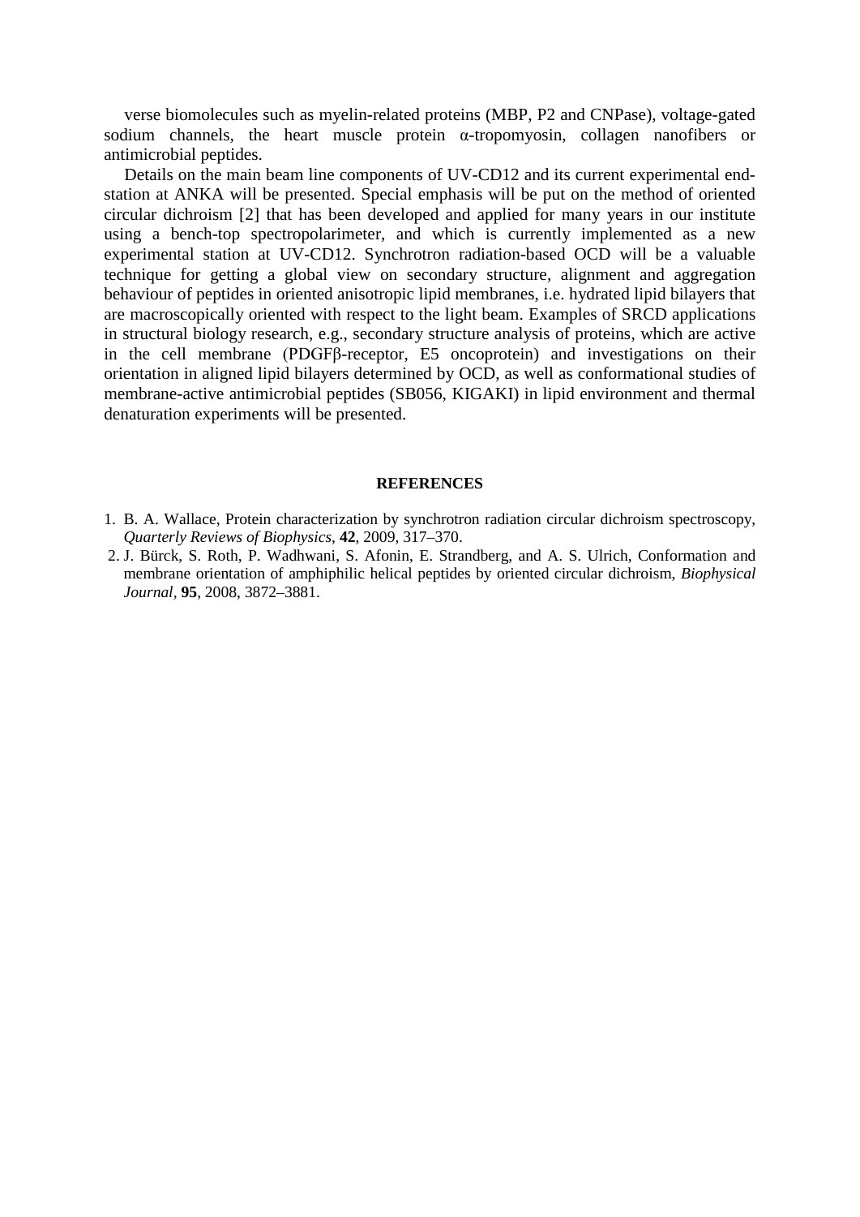verse biomolecules such as myelin-related proteins (MBP, P2 and CNPase), voltage-gated sodium channels, the heart muscle protein α-tropomyosin, collagen nanofibers or antimicrobial peptides.

Details on the main beam line components of UV-CD12 and its current experimental end-station at ANKA will be presented. Special emphasis will be put on the method of oriented circular dichroism [2] that has been developed and applied for many years in our institute using a bench-top spectropolarimeter, and which is currently implemented as a new experimental station at UV-CD12. Synchrotron radiation-based OCD will be a valuable technique for getting a global view on secondary structure, alignment and aggregation behaviour of peptides in oriented anisotropic lipid membranes, i.e. hydrated lipid bilayers that are macroscopically oriented with respect to the light beam. Examples of SRCD applications in structural biology research, e.g., secondary structure analysis of proteins, which are active in the cell membrane (PDGFβ-receptor, E5 oncoprotein) and investigations on their orientation in aligned lipid bilayers determined by OCD, as well as conformational studies of membrane-active antimicrobial peptides (SB056, KIGAKI) in lipid environment and thermal denaturation experiments will be presented.

## REFERENCES

1. B. A. Wallace, Protein characterization by synchrotron radiation circular dichroism spectroscopy, *Quarterly Reviews of Biophysics*, **42**, 2009, 317–370.
2. J. Bürck, S. Roth, P. Wadhwani, S. Afonin, E. Strandberg, and A. S. Ulrich, Conformation and membrane orientation of amphiphilic helical peptides by oriented circular dichroism, *Biophysical Journal*, **95**, 2008, 3872–3881.